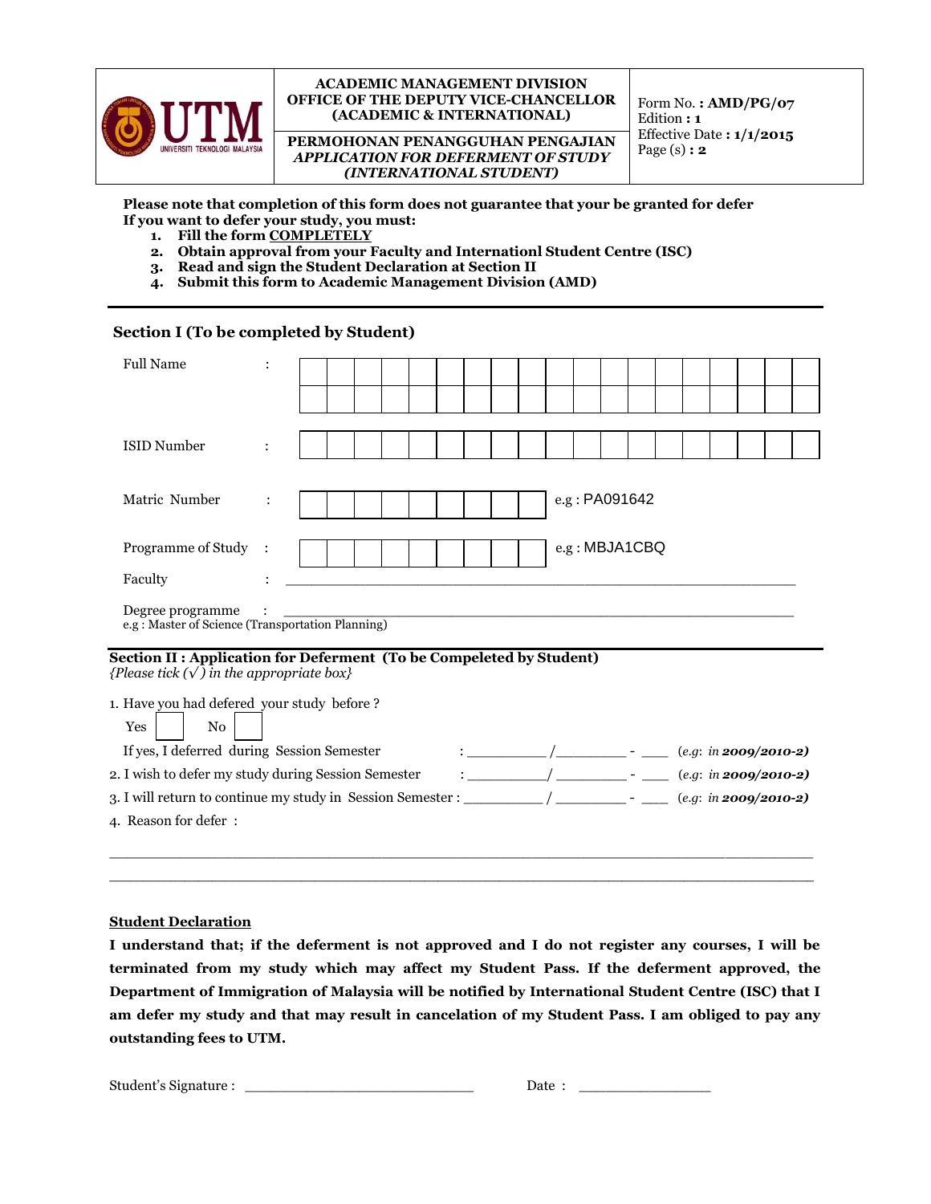| UTM UNIVERSITI TEKNOLOGI MALAYSIA | ACADEMIC MANAGEMENT DIVISION<br>OFFICE OF THE DEPUTY VICE-CHANCELLOR<br>(ACADEMIC & INTERNATIONAL) | Form No. : **AMD/PG/07** |
|---|---|---|
| | **PERMOHONAN PENANGGUHAN PENGAJIAN**<br>***APPLICATION FOR DEFERMENT OF STUDY (INTERNATIONAL STUDENT)*** | Edition : **1**<br>Effective Date : **1/1/2015**<br>Page (s) : **2** |

**Please note that completion of this form does not guarantee that your be granted for defer**
**If you want to defer your study, you must:**

1. **Fill the form COMPLETELY**
2. **Obtain approval from your Faculty and Internationl Student Centre (ISC)**
3. **Read and sign the Student Declaration at Section II**
4. **Submit this form to Academic Management Division (AMD)**

---

### Section I (To be completed by Student)

Full Name : ____________________________________________

ISID Number : ____________________

Matric Number : __________ e.g : PA091642

Programme of Study : __________ e.g : MBJA1CBQ

Faculty : ____________________________________________

Degree programme : ____________________________________________
e.g : Master of Science (Transportation Planning)

---

### Section II : Application for Deferment (To be Compeleted by Student)

*{Please tick (√) in the appropriate box}*

1. Have you had defered your study before ?

   Yes ☐ No ☐

   If yes, I deferred during Session Semester : __________ / __________ - ___ (*e.g: in* ***2009/2010-2)***

2. I wish to defer my study during Session Semester : __________ / __________ - ___ (*e.g: in* ***2009/2010-2)***
3. I will return to continue my study in Session Semester : __________ / __________ - ___ (*e.g: in* ***2009/2010-2)***
4. Reason for defer :

____________________________________________

____________________________________________

**Student Declaration**

**I understand that; if the deferment is not approved and I do not register any courses, I will be terminated from my study which may affect my Student Pass. If the deferment approved, the Department of Immigration of Malaysia will be notified by International Student Centre (ISC) that I am defer my study and that may result in cancelation of my Student Pass. I am obliged to pay any outstanding fees to UTM.**

Student's Signature : ____________________ Date : ______________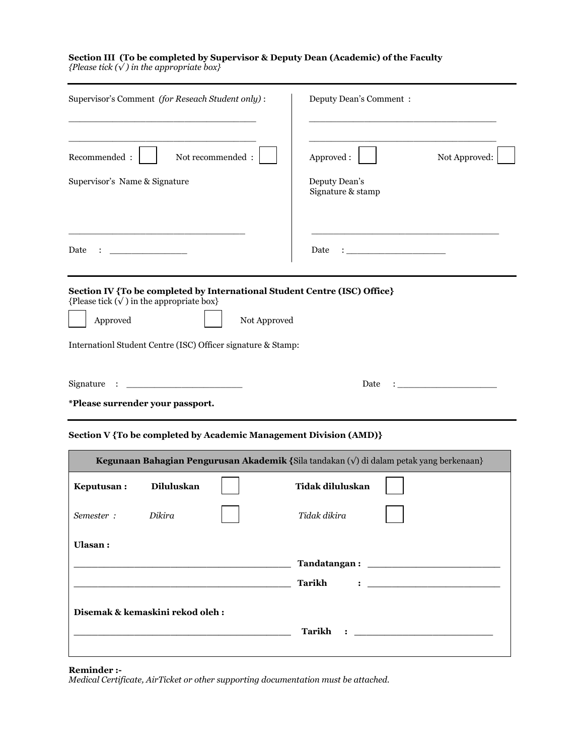**Section III (To be completed by Supervisor & Deputy Dean (Academic) of the Faculty**
*{Please tick (√ ) in the appropriate box}*

Supervisor's Comment *(for Reseach Student only)* :

\_\_\_\_\_\_\_\_\_\_\_\_\_\_\_\_\_\_\_\_\_\_\_\_\_\_\_\_\_\_\_\_\_\_\_\_\_\_

\_\_\_\_\_\_\_\_\_\_\_\_\_\_\_\_\_\_\_\_\_\_\_\_\_\_\_\_\_\_\_\_\_\_\_\_\_\_

Recommended : ☐ Not recommended : ☐

Supervisor's Name & Signature

\_\_\_\_\_\_\_\_\_\_\_\_\_\_\_\_\_\_\_\_\_\_\_\_\_\_\_\_\_\_\_\_\_\_\_\_\_\_

Date : \_\_\_\_\_\_\_\_\_\_\_\_\_\_\_\_

Deputy Dean's Comment :

\_\_\_\_\_\_\_\_\_\_\_\_\_\_\_\_\_\_\_\_\_\_\_\_\_\_\_\_\_\_\_\_\_\_\_\_\_\_

\_\_\_\_\_\_\_\_\_\_\_\_\_\_\_\_\_\_\_\_\_\_\_\_\_\_\_\_\_\_\_\_\_\_\_\_\_\_

Approved : ☐ Not Approved: ☐

Deputy Dean's
Signature & stamp

\_\_\_\_\_\_\_\_\_\_\_\_\_\_\_\_\_\_\_\_\_\_\_\_\_\_\_\_\_\_\_\_\_\_\_\_\_\_

Date : \_\_\_\_\_\_\_\_\_\_\_\_\_\_\_\_\_\_\_\_

---

**Section IV {To be completed by International Student Centre (ISC) Office}**
{Please tick (√ ) in the appropriate box}

☐ Approved ☐ Not Approved

Internationl Student Centre (ISC) Officer signature & Stamp:

Signature : \_\_\_\_\_\_\_\_\_\_\_\_\_\_\_\_\_\_\_\_\_\_\_\_ Date : \_\_\_\_\_\_\_\_\_\_\_\_\_\_\_\_\_\_\_\_

**\*Please surrender your passport.**

---

**Section V {To be completed by Academic Management Division (AMD)}**

**Kegunaan Bahagian Pengurusan Akademik {**Sila tandakan (√) di dalam petak yang berkenaan}

**Keputusan :** **Diluluskan** ☐ **Tidak diluluskan** ☐

*Semester :* *Dikira* ☐ *Tidak dikira* ☐

**Ulasan :**

\_\_\_\_\_\_\_\_\_\_\_\_\_\_\_\_\_\_\_\_\_\_\_\_\_\_\_\_\_\_\_\_\_\_\_\_\_\_\_\_\_\_ **Tandatangan :** \_\_\_\_\_\_\_\_\_\_\_\_\_\_\_\_\_\_\_\_\_\_\_\_\_\_

\_\_\_\_\_\_\_\_\_\_\_\_\_\_\_\_\_\_\_\_\_\_\_\_\_\_\_\_\_\_\_\_\_\_\_\_\_\_\_\_\_\_ **Tarikh :** \_\_\_\_\_\_\_\_\_\_\_\_\_\_\_\_\_\_\_\_\_\_\_\_\_\_

**Disemak & kemaskini rekod oleh :**

\_\_\_\_\_\_\_\_\_\_\_\_\_\_\_\_\_\_\_\_\_\_\_\_\_\_\_\_\_\_\_\_\_\_\_\_\_\_\_\_\_\_ **Tarikh :** \_\_\_\_\_\_\_\_\_\_\_\_\_\_\_\_\_\_\_\_\_\_\_\_\_\_

**Reminder :-**
*Medical Certificate, AirTicket or other supporting documentation must be attached.*